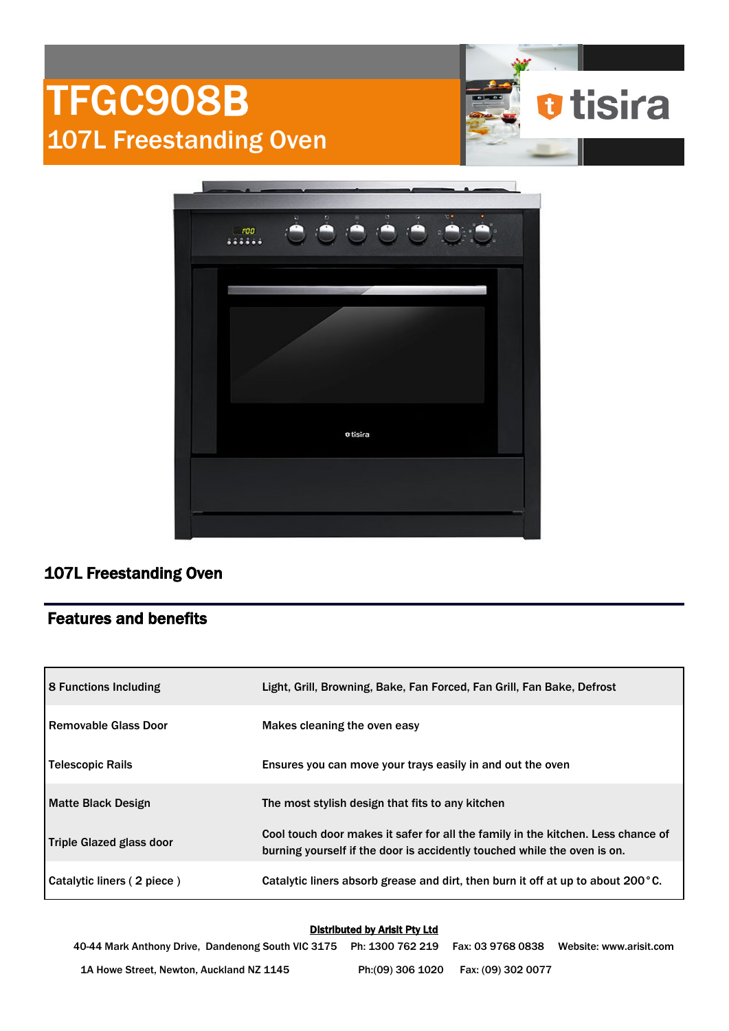# TFGC908B

## 107L Freestanding Oven

tisira

## 107L Freestanding Oven

## Features and benefits

| | |
|---|---|
| 8 Functions Including | Light, Grill, Browning, Bake, Fan Forced, Fan Grill, Fan Bake, Defrost |
| Removable Glass Door | Makes cleaning the oven easy |
| Telescopic Rails | Ensures you can move your trays easily in and out the oven |
| Matte Black Design | The most stylish design that fits to any kitchen |
| Triple Glazed glass door | Cool touch door makes it safer for all the family in the kitchen. Less chance of burning yourself if the door is accidently touched while the oven is on. |
| Catalytic liners ( 2 piece ) | Catalytic liners absorb grease and dirt, then burn it off at up to about 200°C. |

**Distributed by Arisit Pty Ltd**

40-44 Mark Anthony Drive, Dandenong South VIC 3175 Ph: 1300 762 219 Fax: 03 9768 0838 Website: www.arisit.com

1A Howe Street, Newton, Auckland NZ 1145 Ph:(09) 306 1020 Fax: (09) 302 0077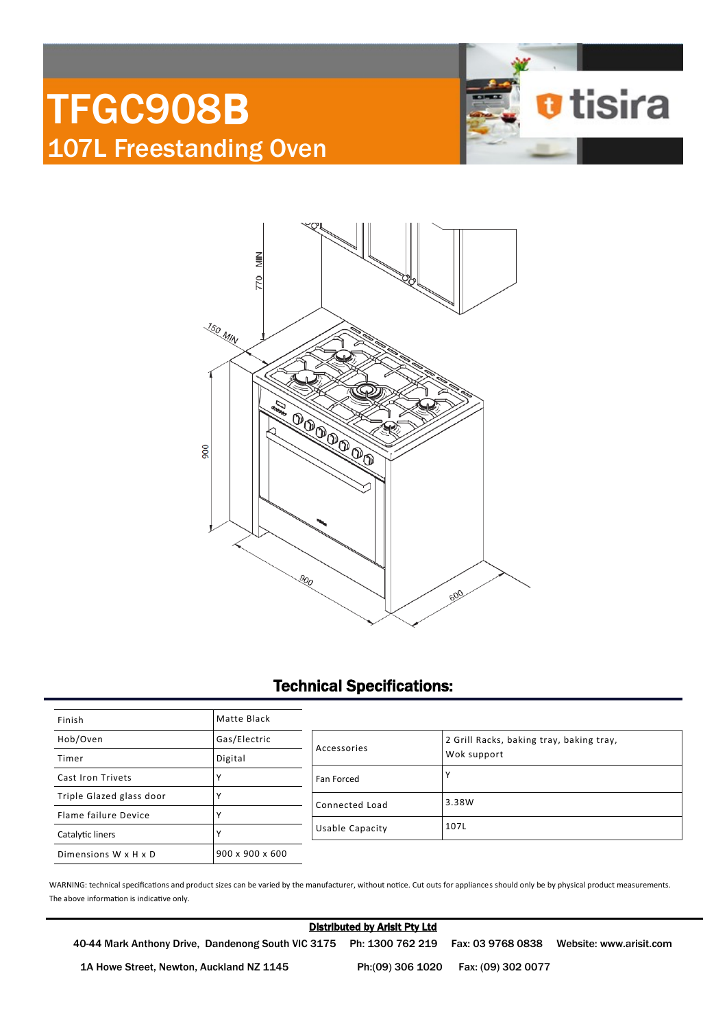# TFGC908B

## 107L Freestanding Oven

770 MIN

150 MIN

900

900

600

## Technical Specifications:

| | |
|---|---|
| Finish | Matte Black |
| Hob/Oven | Gas/Electric |
| Timer | Digital |
| Cast Iron Trivets | Y |
| Triple Glazed glass door | Y |
| Flame failure Device | Y |
| Catalytic liners | Y |
| Dimensions W x H x D | 900 x 900 x 600 |

| | |
|---|---|
| Accessories | 2 Grill Racks, baking tray, baking tray, Wok support |
| Fan Forced | Y |
| Connected Load | 3.38W |
| Usable Capacity | 107L |

WARNING: technical specifications and product sizes can be varied by the manufacturer, without notice. Cut outs for appliances should only be by physical product measurements. The above information is indicative only.

**Distributed by Arisit Pty Ltd**

40-44 Mark Anthony Drive, Dandenong South VIC 3175 Ph: 1300 762 219 Fax: 03 9768 0838 Website: www.arisit.com

1A Howe Street, Newton, Auckland NZ 1145 Ph:(09) 306 1020 Fax: (09) 302 0077